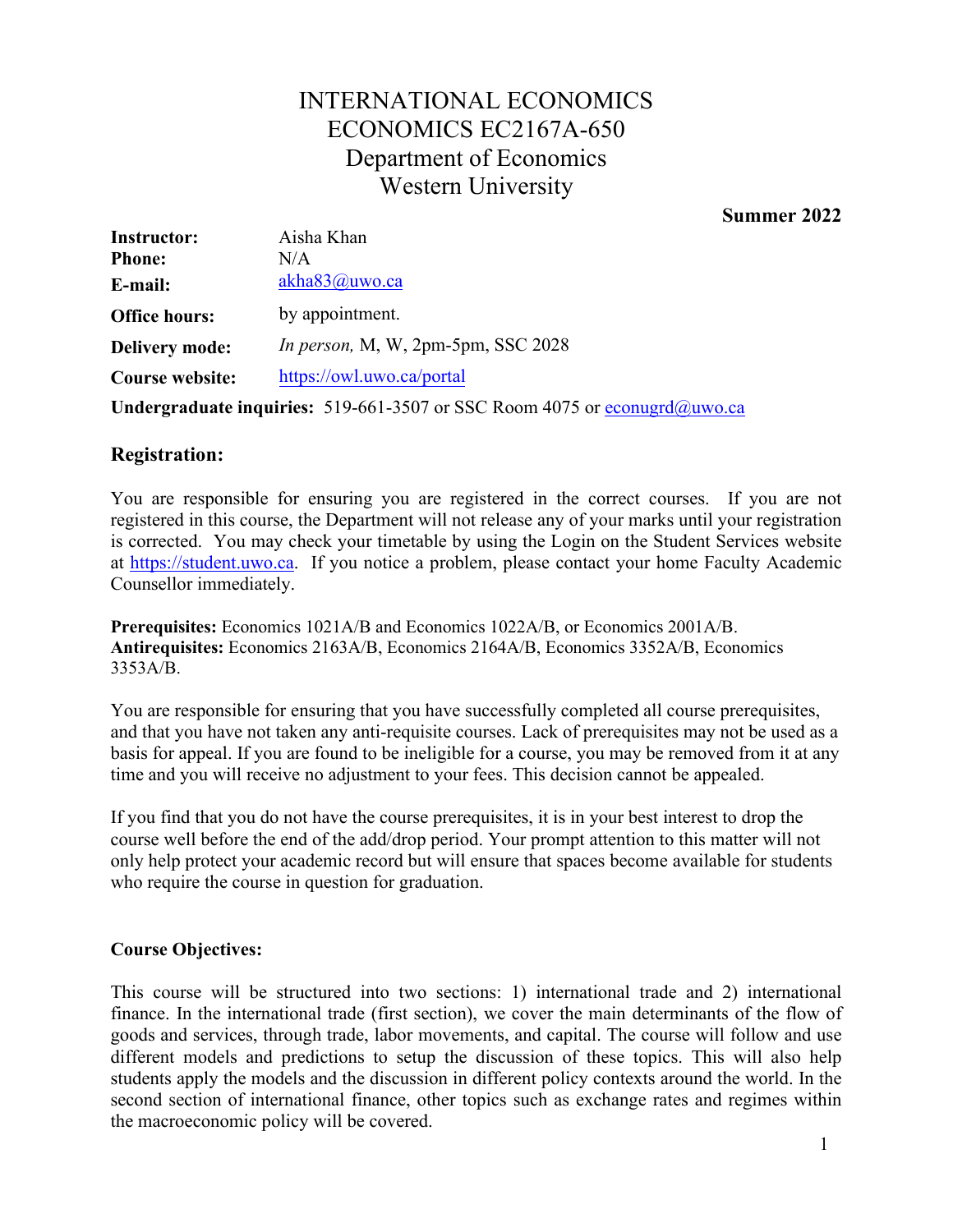# INTERNATIONAL ECONOMICS
# ECONOMICS EC2167A-650
## Department of Economics
## Western University

**Summer 2022**

| | |
|---|---|
| **Instructor:** | Aisha Khan |
| **Phone:** | N/A |
| **E-mail:** | akha83@uwo.ca |
| **Office hours:** | by appointment. |
| **Delivery mode:** | *In person,* M, W, 2pm-5pm, SSC 2028 |
| **Course website:** | https://owl.uwo.ca/portal |

**Undergraduate inquiries:** 519-661-3507 or SSC Room 4075 or econugrd@uwo.ca

## Registration:

You are responsible for ensuring you are registered in the correct courses. If you are not registered in this course, the Department will not release any of your marks until your registration is corrected. You may check your timetable by using the Login on the Student Services website at https://student.uwo.ca. If you notice a problem, please contact your home Faculty Academic Counsellor immediately.

**Prerequisites:** Economics 1021A/B and Economics 1022A/B, or Economics 2001A/B.
**Antirequisites:** Economics 2163A/B, Economics 2164A/B, Economics 3352A/B, Economics 3353A/B.

You are responsible for ensuring that you have successfully completed all course prerequisites, and that you have not taken any anti-requisite courses. Lack of prerequisites may not be used as a basis for appeal. If you are found to be ineligible for a course, you may be removed from it at any time and you will receive no adjustment to your fees. This decision cannot be appealed.

If you find that you do not have the course prerequisites, it is in your best interest to drop the course well before the end of the add/drop period. Your prompt attention to this matter will not only help protect your academic record but will ensure that spaces become available for students who require the course in question for graduation.

### Course Objectives:

This course will be structured into two sections: 1) international trade and 2) international finance. In the international trade (first section), we cover the main determinants of the flow of goods and services, through trade, labor movements, and capital. The course will follow and use different models and predictions to setup the discussion of these topics. This will also help students apply the models and the discussion in different policy contexts around the world. In the second section of international finance, other topics such as exchange rates and regimes within the macroeconomic policy will be covered.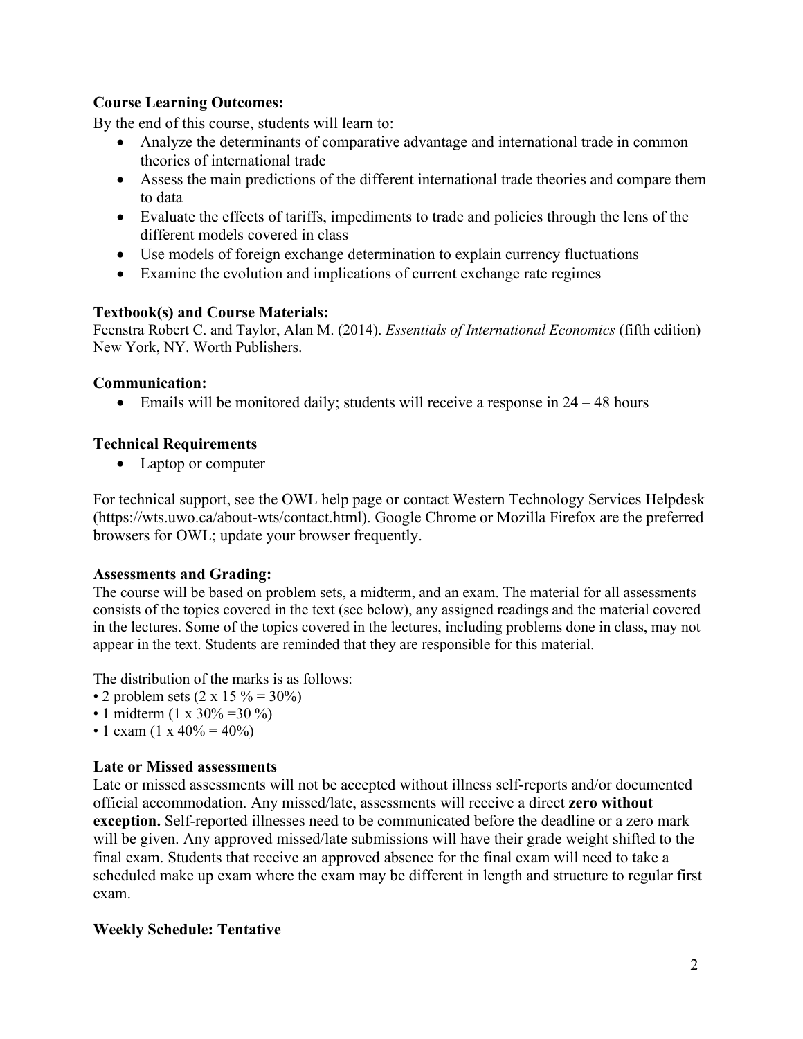**Course Learning Outcomes:**

By the end of this course, students will learn to:

- Analyze the determinants of comparative advantage and international trade in common theories of international trade
- Assess the main predictions of the different international trade theories and compare them to data
- Evaluate the effects of tariffs, impediments to trade and policies through the lens of the different models covered in class
- Use models of foreign exchange determination to explain currency fluctuations
- Examine the evolution and implications of current exchange rate regimes

**Textbook(s) and Course Materials:**

Feenstra Robert C. and Taylor, Alan M. (2014). *Essentials of International Economics* (fifth edition) New York, NY. Worth Publishers.

**Communication:**

- Emails will be monitored daily; students will receive a response in 24 – 48 hours

**Technical Requirements**

- Laptop or computer

For technical support, see the OWL help page or contact Western Technology Services Helpdesk (https://wts.uwo.ca/about-wts/contact.html). Google Chrome or Mozilla Firefox are the preferred browsers for OWL; update your browser frequently.

**Assessments and Grading:**

The course will be based on problem sets, a midterm, and an exam. The material for all assessments consists of the topics covered in the text (see below), any assigned readings and the material covered in the lectures. Some of the topics covered in the lectures, including problems done in class, may not appear in the text. Students are reminded that they are responsible for this material.

The distribution of the marks is as follows:

- 2 problem sets (2 x 15 % = 30%)
- 1 midterm (1 x 30% =30 %)
- 1 exam (1 x 40% = 40%)

**Late or Missed assessments**

Late or missed assessments will not be accepted without illness self-reports and/or documented official accommodation. Any missed/late, assessments will receive a direct **zero without exception.** Self-reported illnesses need to be communicated before the deadline or a zero mark will be given. Any approved missed/late submissions will have their grade weight shifted to the final exam. Students that receive an approved absence for the final exam will need to take a scheduled make up exam where the exam may be different in length and structure to regular first exam.

**Weekly Schedule: Tentative**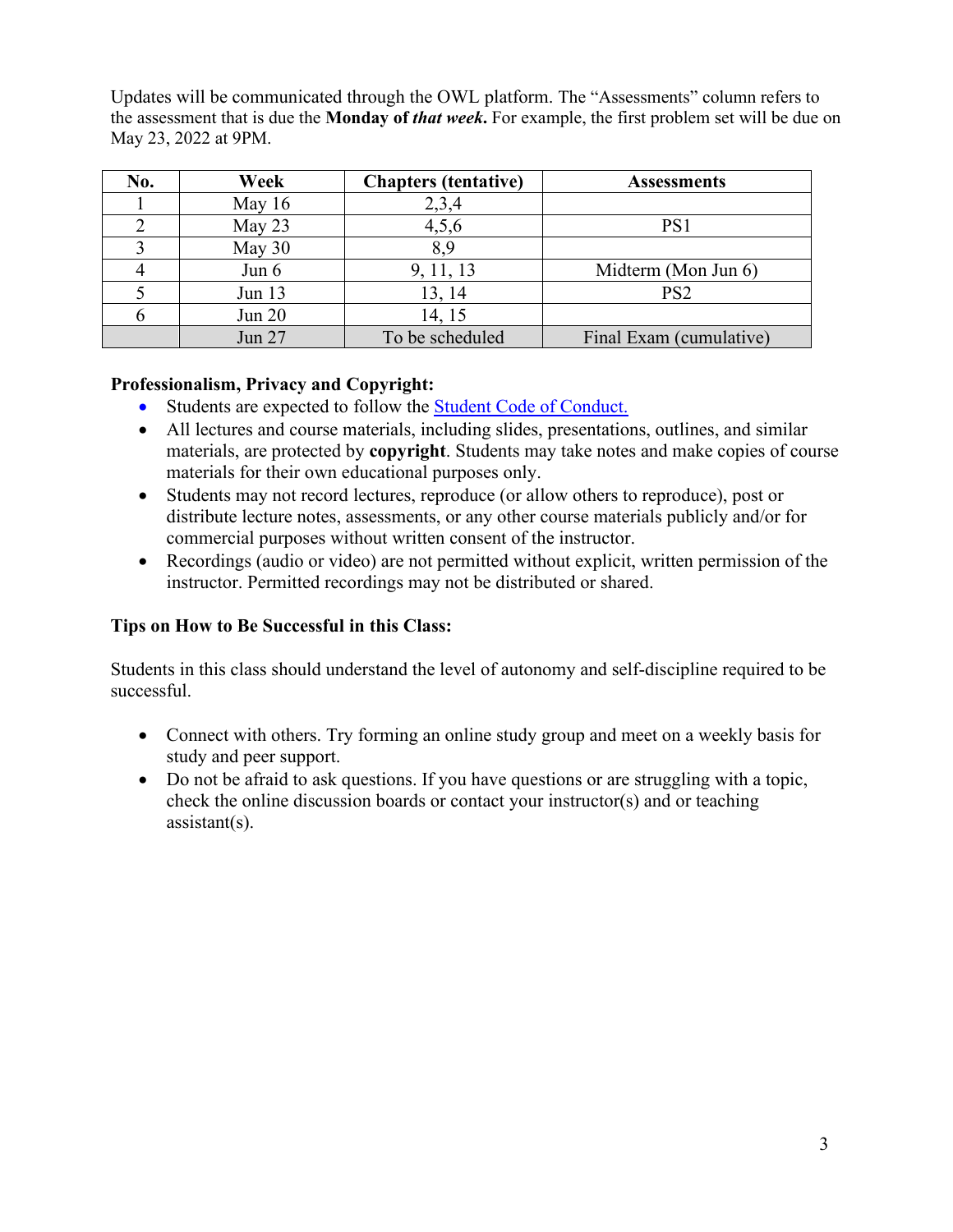Updates will be communicated through the OWL platform. The “Assessments” column refers to the assessment that is due the **Monday of *that week*.** For example, the first problem set will be due on May 23, 2022 at 9PM.

| No. | Week | Chapters (tentative) | Assessments |
|---|---|---|---|
| 1 | May 16 | 2,3,4 | |
| 2 | May 23 | 4,5,6 | PS1 |
| 3 | May 30 | 8,9 | |
| 4 | Jun 6 | 9, 11, 13 | Midterm (Mon Jun 6) |
| 5 | Jun 13 | 13, 14 | PS2 |
| 6 | Jun 20 | 14, 15 | |
| | Jun 27 | To be scheduled | Final Exam (cumulative) |

**Professionalism, Privacy and Copyright:**

- Students are expected to follow the [Student Code of Conduct.]
- All lectures and course materials, including slides, presentations, outlines, and similar materials, are protected by **copyright**. Students may take notes and make copies of course materials for their own educational purposes only.
- Students may not record lectures, reproduce (or allow others to reproduce), post or distribute lecture notes, assessments, or any other course materials publicly and/or for commercial purposes without written consent of the instructor.
- Recordings (audio or video) are not permitted without explicit, written permission of the instructor. Permitted recordings may not be distributed or shared.

**Tips on How to Be Successful in this Class:**

Students in this class should understand the level of autonomy and self-discipline required to be successful.

- Connect with others. Try forming an online study group and meet on a weekly basis for study and peer support.
- Do not be afraid to ask questions. If you have questions or are struggling with a topic, check the online discussion boards or contact your instructor(s) and or teaching assistant(s).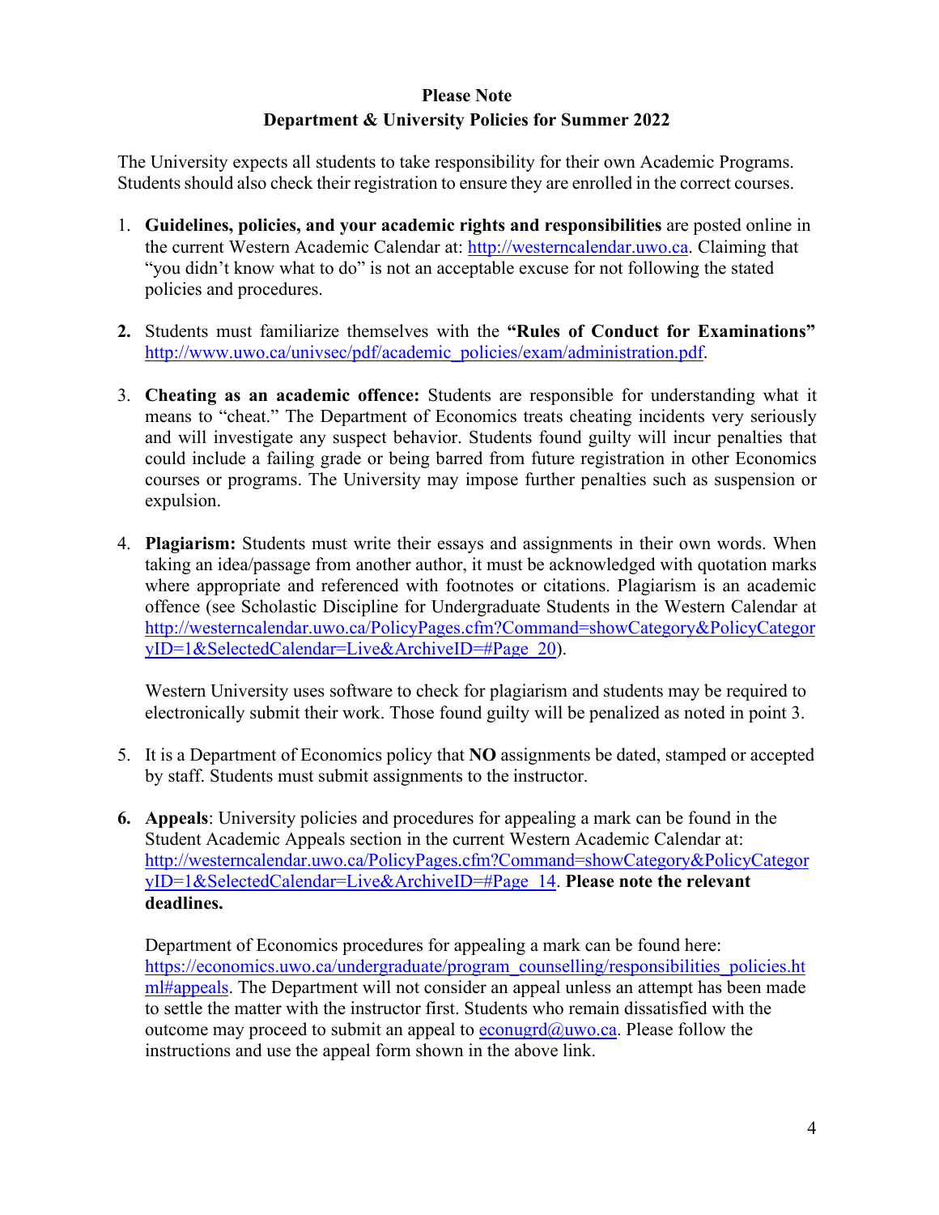**Please Note**
**Department & University Policies for Summer 2022**

The University expects all students to take responsibility for their own Academic Programs. Students should also check their registration to ensure they are enrolled in the correct courses.

1. **Guidelines, policies, and your academic rights and responsibilities** are posted online in the current Western Academic Calendar at: http://westerncalendar.uwo.ca. Claiming that "you didn't know what to do" is not an acceptable excuse for not following the stated policies and procedures.

2. Students must familiarize themselves with the **"Rules of Conduct for Examinations"** http://www.uwo.ca/univsec/pdf/academic_policies/exam/administration.pdf.

3. **Cheating as an academic offence:** Students are responsible for understanding what it means to "cheat." The Department of Economics treats cheating incidents very seriously and will investigate any suspect behavior. Students found guilty will incur penalties that could include a failing grade or being barred from future registration in other Economics courses or programs. The University may impose further penalties such as suspension or expulsion.

4. **Plagiarism:** Students must write their essays and assignments in their own words. When taking an idea/passage from another author, it must be acknowledged with quotation marks where appropriate and referenced with footnotes or citations. Plagiarism is an academic offence (see Scholastic Discipline for Undergraduate Students in the Western Calendar at http://westerncalendar.uwo.ca/PolicyPages.cfm?Command=showCategory&PolicyCategoryID=1&SelectedCalendar=Live&ArchiveID=#Page_20).

   Western University uses software to check for plagiarism and students may be required to electronically submit their work. Those found guilty will be penalized as noted in point 3.

5. It is a Department of Economics policy that **NO** assignments be dated, stamped or accepted by staff. Students must submit assignments to the instructor.

6. **Appeals**: University policies and procedures for appealing a mark can be found in the Student Academic Appeals section in the current Western Academic Calendar at: http://westerncalendar.uwo.ca/PolicyPages.cfm?Command=showCategory&PolicyCategoryID=1&SelectedCalendar=Live&ArchiveID=#Page_14. **Please note the relevant deadlines.**

   Department of Economics procedures for appealing a mark can be found here: https://economics.uwo.ca/undergraduate/program_counselling/responsibilities_policies.html#appeals. The Department will not consider an appeal unless an attempt has been made to settle the matter with the instructor first. Students who remain dissatisfied with the outcome may proceed to submit an appeal to econugrd@uwo.ca. Please follow the instructions and use the appeal form shown in the above link.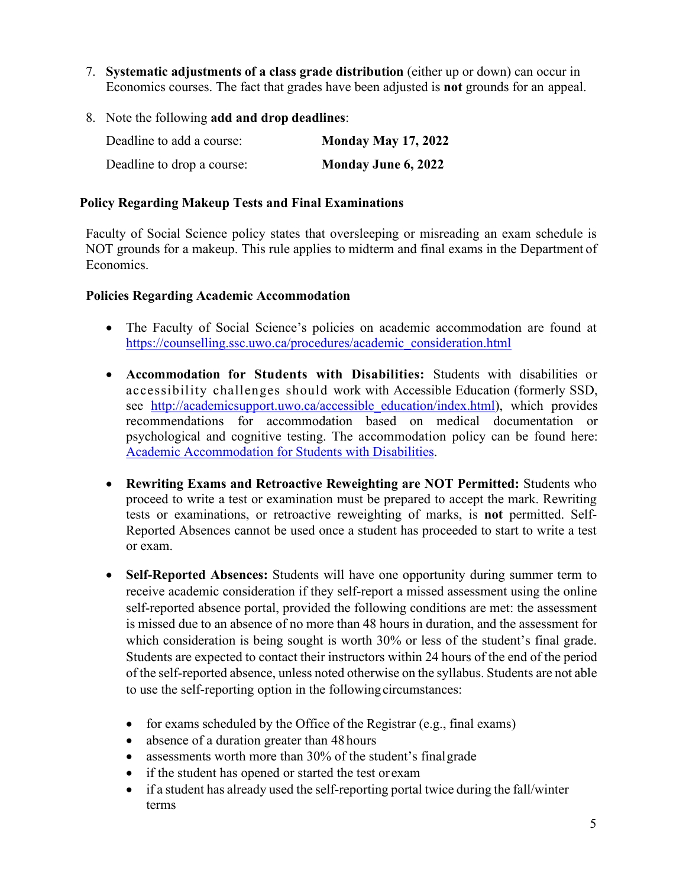7. **Systematic adjustments of a class grade distribution** (either up or down) can occur in Economics courses. The fact that grades have been adjusted is **not** grounds for an appeal.

8. Note the following **add and drop deadlines**:

   | | |
   |---|---|
   | Deadline to add a course: | **Monday May 17, 2022** |
   | Deadline to drop a course: | **Monday June 6, 2022** |

**Policy Regarding Makeup Tests and Final Examinations**

Faculty of Social Science policy states that oversleeping or misreading an exam schedule is NOT grounds for a makeup. This rule applies to midterm and final exams in the Department of Economics.

**Policies Regarding Academic Accommodation**

- The Faculty of Social Science's policies on academic accommodation are found at https://counselling.ssc.uwo.ca/procedures/academic_consideration.html

- **Accommodation for Students with Disabilities:** Students with disabilities or accessibility challenges should work with Accessible Education (formerly SSD, see http://academicsupport.uwo.ca/accessible_education/index.html), which provides recommendations for accommodation based on medical documentation or psychological and cognitive testing. The accommodation policy can be found here: Academic Accommodation for Students with Disabilities.

- **Rewriting Exams and Retroactive Reweighting are NOT Permitted:** Students who proceed to write a test or examination must be prepared to accept the mark. Rewriting tests or examinations, or retroactive reweighting of marks, is **not** permitted. Self-Reported Absences cannot be used once a student has proceeded to start to write a test or exam.

- **Self-Reported Absences:** Students will have one opportunity during summer term to receive academic consideration if they self-report a missed assessment using the online self-reported absence portal, provided the following conditions are met: the assessment is missed due to an absence of no more than 48 hours in duration, and the assessment for which consideration is being sought is worth 30% or less of the student's final grade. Students are expected to contact their instructors within 24 hours of the end of the period of the self-reported absence, unless noted otherwise on the syllabus. Students are not able to use the self-reporting option in the following circumstances:

  - for exams scheduled by the Office of the Registrar (e.g., final exams)
  - absence of a duration greater than 48 hours
  - assessments worth more than 30% of the student's final grade
  - if the student has opened or started the test or exam
  - if a student has already used the self-reporting portal twice during the fall/winter terms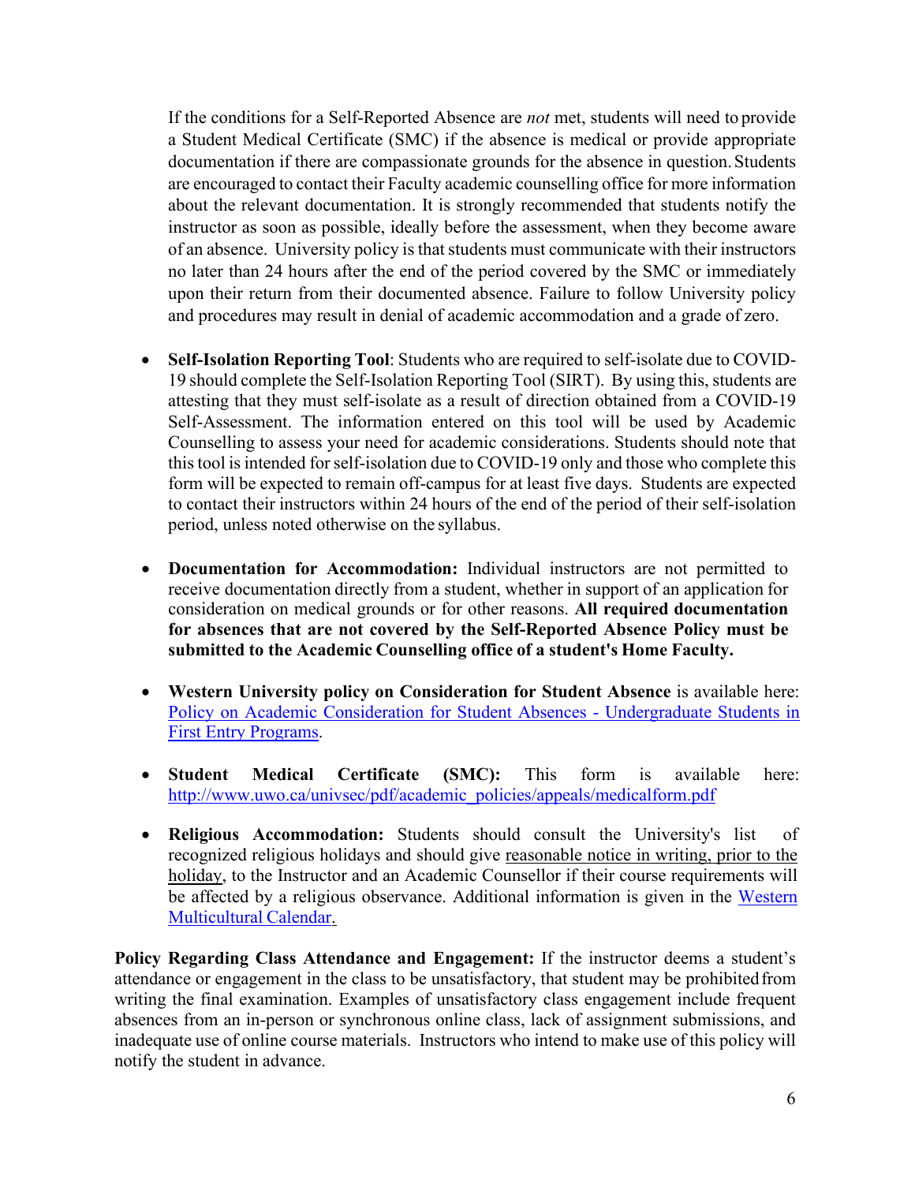If the conditions for a Self-Reported Absence are *not* met, students will need to provide a Student Medical Certificate (SMC) if the absence is medical or provide appropriate documentation if there are compassionate grounds for the absence in question. Students are encouraged to contact their Faculty academic counselling office for more information about the relevant documentation. It is strongly recommended that students notify the instructor as soon as possible, ideally before the assessment, when they become aware of an absence. University policy is that students must communicate with their instructors no later than 24 hours after the end of the period covered by the SMC or immediately upon their return from their documented absence. Failure to follow University policy and procedures may result in denial of academic accommodation and a grade of zero.

- **Self-Isolation Reporting Tool**: Students who are required to self-isolate due to COVID-19 should complete the Self-Isolation Reporting Tool (SIRT). By using this, students are attesting that they must self-isolate as a result of direction obtained from a COVID-19 Self-Assessment. The information entered on this tool will be used by Academic Counselling to assess your need for academic considerations. Students should note that this tool is intended for self-isolation due to COVID-19 only and those who complete this form will be expected to remain off-campus for at least five days. Students are expected to contact their instructors within 24 hours of the end of the period of their self-isolation period, unless noted otherwise on the syllabus.

- **Documentation for Accommodation:** Individual instructors are not permitted to receive documentation directly from a student, whether in support of an application for consideration on medical grounds or for other reasons. **All required documentation for absences that are not covered by the Self-Reported Absence Policy must be submitted to the Academic Counselling office of a student's Home Faculty.**

- **Western University policy on Consideration for Student Absence** is available here: [Policy on Academic Consideration for Student Absences - Undergraduate Students in First Entry Programs](#).

- **Student Medical Certificate (SMC):** This form is available here: [http://www.uwo.ca/univsec/pdf/academic_policies/appeals/medicalform.pdf](http://www.uwo.ca/univsec/pdf/academic_policies/appeals/medicalform.pdf)

- **Religious Accommodation:** Students should consult the University's list of recognized religious holidays and should give reasonable notice in writing, prior to the holiday, to the Instructor and an Academic Counsellor if their course requirements will be affected by a religious observance. Additional information is given in the [Western Multicultural Calendar](#).

**Policy Regarding Class Attendance and Engagement:** If the instructor deems a student's attendance or engagement in the class to be unsatisfactory, that student may be prohibited from writing the final examination. Examples of unsatisfactory class engagement include frequent absences from an in-person or synchronous online class, lack of assignment submissions, and inadequate use of online course materials. Instructors who intend to make use of this policy will notify the student in advance.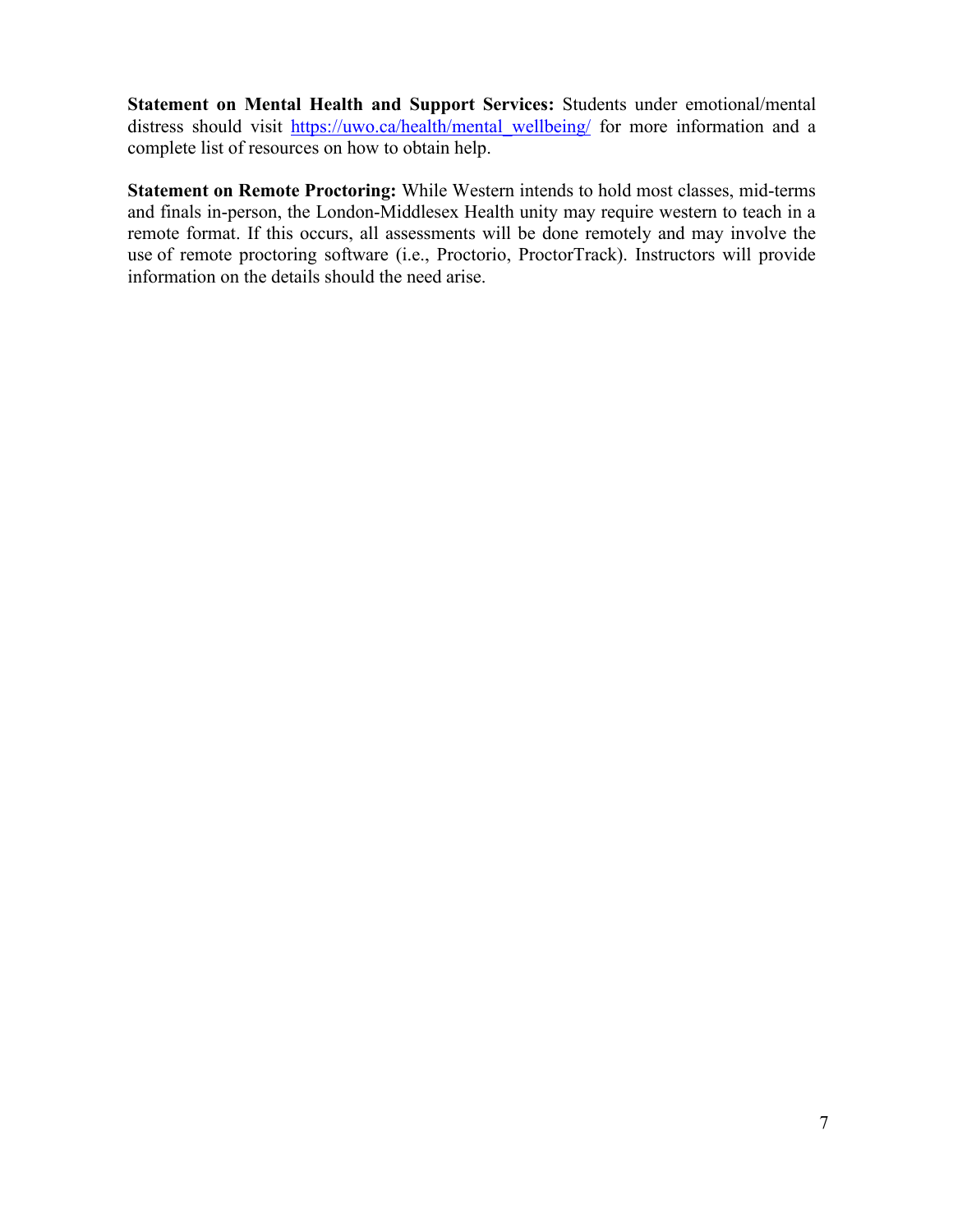**Statement on Mental Health and Support Services:** Students under emotional/mental distress should visit https://uwo.ca/health/mental_wellbeing/ for more information and a complete list of resources on how to obtain help.

**Statement on Remote Proctoring:** While Western intends to hold most classes, mid-terms and finals in-person, the London-Middlesex Health unity may require western to teach in a remote format. If this occurs, all assessments will be done remotely and may involve the use of remote proctoring software (i.e., Proctorio, ProctorTrack). Instructors will provide information on the details should the need arise.